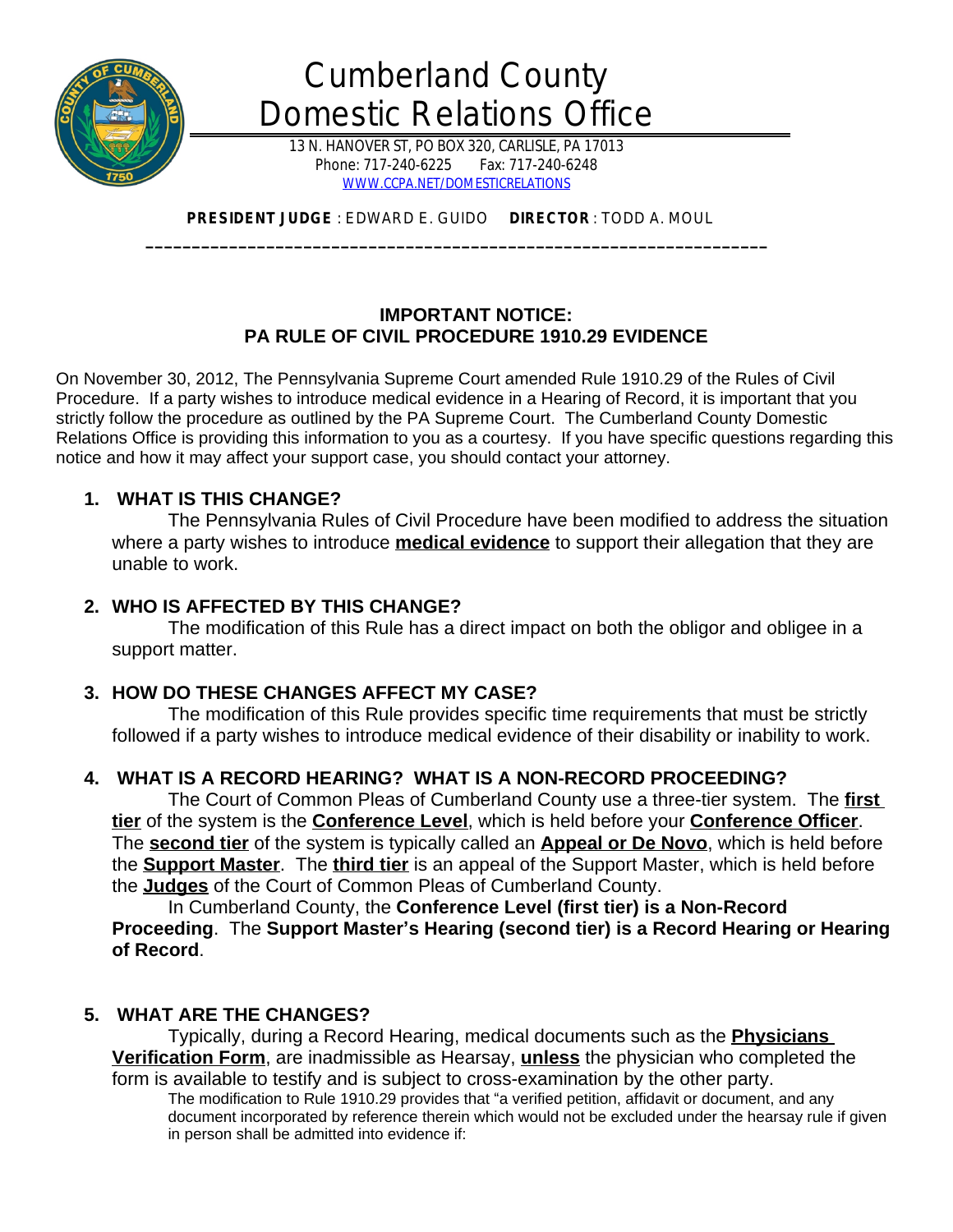# Cumberland County Domestic Relations Office

13 N. HANOVER ST, PO BOX 320, CARLISLE, PA 17013
Phone: 717-240-6225 Fax: 717-240-6248
WWW.CCPA.NET/DOMESTICRELATIONS

**PRESIDENT JUDGE** : EDWARD E. GUIDO **DIRECTOR** : TODD A. MOUL

---

## IMPORTANT NOTICE: PA RULE OF CIVIL PROCEDURE 1910.29 EVIDENCE

On November 30, 2012, The Pennsylvania Supreme Court amended Rule 1910.29 of the Rules of Civil Procedure. If a party wishes to introduce medical evidence in a Hearing of Record, it is important that you strictly follow the procedure as outlined by the PA Supreme Court. The Cumberland County Domestic Relations Office is providing this information to you as a courtesy. If you have specific questions regarding this notice and how it may affect your support case, you should contact your attorney.

### 1. WHAT IS THIS CHANGE?

The Pennsylvania Rules of Civil Procedure have been modified to address the situation where a party wishes to introduce **medical evidence** to support their allegation that they are unable to work.

### 2. WHO IS AFFECTED BY THIS CHANGE?

The modification of this Rule has a direct impact on both the obligor and obligee in a support matter.

### 3. HOW DO THESE CHANGES AFFECT MY CASE?

The modification of this Rule provides specific time requirements that must be strictly followed if a party wishes to introduce medical evidence of their disability or inability to work.

### 4. WHAT IS A RECORD HEARING? WHAT IS A NON-RECORD PROCEEDING?

The Court of Common Pleas of Cumberland County use a three-tier system. The **first tier** of the system is the **Conference Level**, which is held before your **Conference Officer**. The **second tier** of the system is typically called an **Appeal or De Novo**, which is held before the **Support Master**. The **third tier** is an appeal of the Support Master, which is held before the **Judges** of the Court of Common Pleas of Cumberland County.

In Cumberland County, the **Conference Level (first tier) is a Non-Record Proceeding**. The **Support Master's Hearing (second tier) is a Record Hearing or Hearing of Record**.

### 5. WHAT ARE THE CHANGES?

Typically, during a Record Hearing, medical documents such as the **Physicians Verification Form**, are inadmissible as Hearsay, **unless** the physician who completed the form is available to testify and is subject to cross-examination by the other party.

The modification to Rule 1910.29 provides that "a verified petition, affidavit or document, and any document incorporated by reference therein which would not be excluded under the hearsay rule if given in person shall be admitted into evidence if: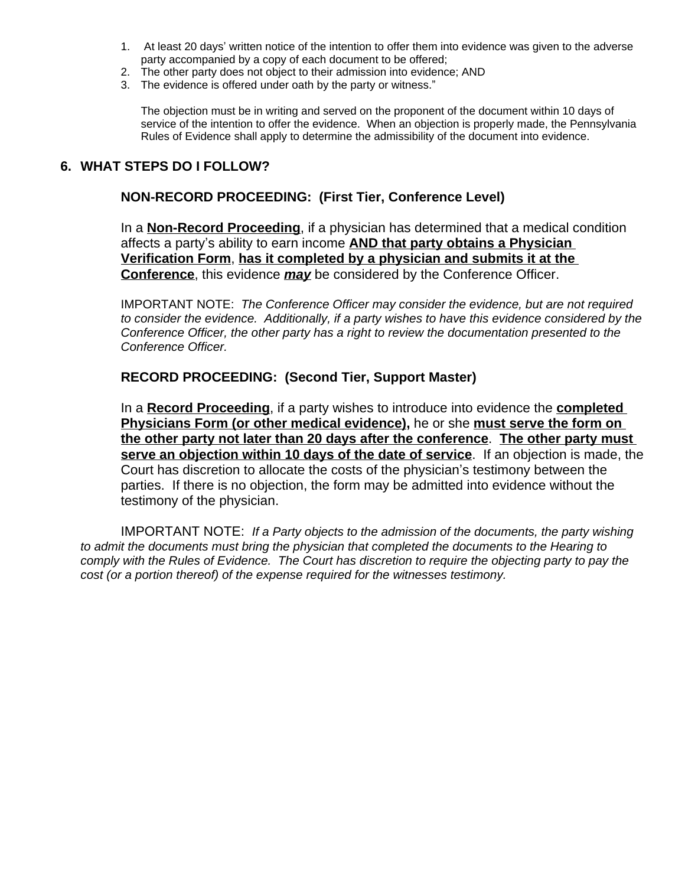1. At least 20 days' written notice of the intention to offer them into evidence was given to the adverse party accompanied by a copy of each document to be offered;
2. The other party does not object to their admission into evidence; AND
3. The evidence is offered under oath by the party or witness."

   The objection must be in writing and served on the proponent of the document within 10 days of service of the intention to offer the evidence. When an objection is properly made, the Pennsylvania Rules of Evidence shall apply to determine the admissibility of the document into evidence.

## 6. WHAT STEPS DO I FOLLOW?

### NON-RECORD PROCEEDING: (First Tier, Conference Level)

In a **Non-Record Proceeding**, if a physician has determined that a medical condition affects a party's ability to earn income **AND that party obtains a Physician Verification Form**, **has it completed by a physician and submits it at the Conference**, this evidence ***may*** be considered by the Conference Officer.

IMPORTANT NOTE: *The Conference Officer may consider the evidence, but are not required to consider the evidence. Additionally, if a party wishes to have this evidence considered by the Conference Officer, the other party has a right to review the documentation presented to the Conference Officer.*

### RECORD PROCEEDING: (Second Tier, Support Master)

In a **Record Proceeding**, if a party wishes to introduce into evidence the **completed Physicians Form (or other medical evidence),** he or she **must serve the form on the other party not later than 20 days after the conference**. **The other party must serve an objection within 10 days of the date of service**. If an objection is made, the Court has discretion to allocate the costs of the physician's testimony between the parties. If there is no objection, the form may be admitted into evidence without the testimony of the physician.

IMPORTANT NOTE: *If a Party objects to the admission of the documents, the party wishing to admit the documents must bring the physician that completed the documents to the Hearing to comply with the Rules of Evidence. The Court has discretion to require the objecting party to pay the cost (or a portion thereof) of the expense required for the witnesses testimony.*